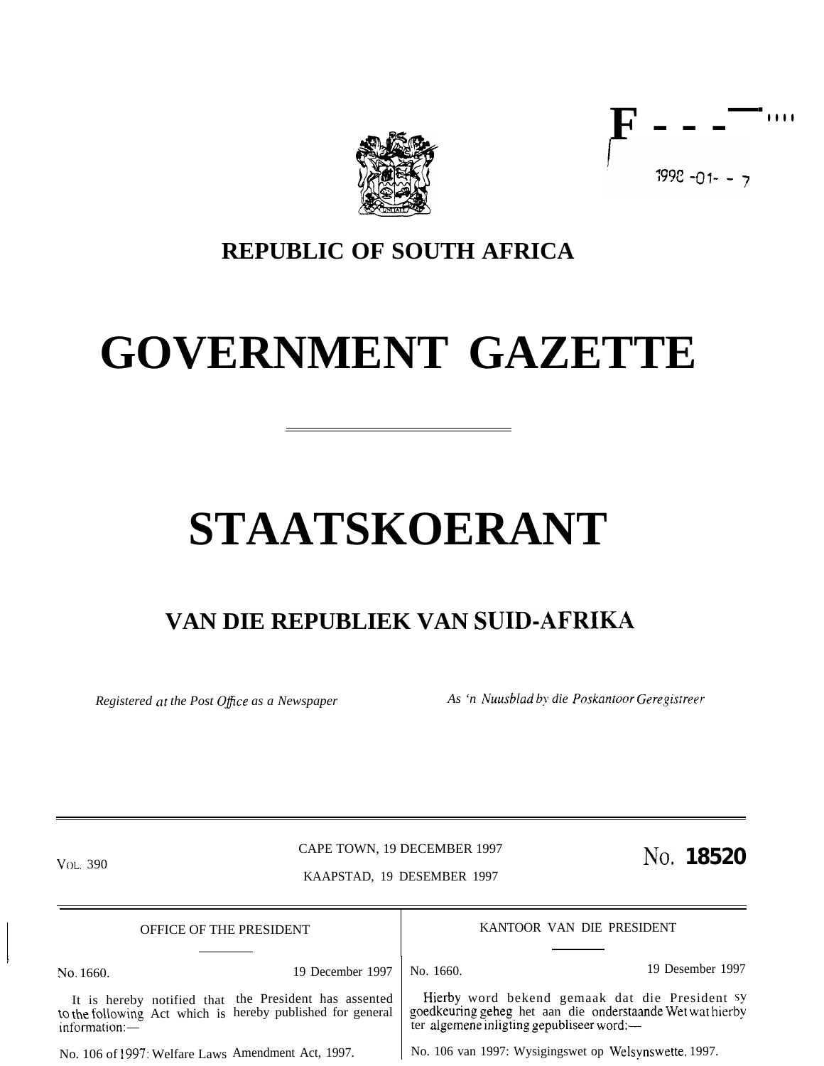# REPUBLIC OF SOUTH AFRICA

# GOVERNMENT GAZETTE

# STAATSKOERANT

## VAN DIE REPUBLIEK VAN SUID-AFRIKA

*Registered at the Post Office as a Newspaper*

*As 'n Nuusblad by die Poskantoor Geregistreer*

VOL. 390

CAPE TOWN, 19 DECEMBER 1997

KAAPSTAD, 19 DESEMBER 1997

No. **18520**

OFFICE OF THE PRESIDENT

No. 1660. 19 December 1997

It is hereby notified that the President has assented to the following Act which is hereby published for general information:—

No. 106 of 1997: Welfare Laws Amendment Act, 1997.

KANTOOR VAN DIE PRESIDENT

No. 1660. 19 Desember 1997

Hierby word bekend gemaak dat die President sy goedkeuring geheg het aan die onderstaande Wet wat hierby ter algemene inligting gepubliseer word:—

No. 106 van 1997: Wysigingswet op Welsynswette, 1997.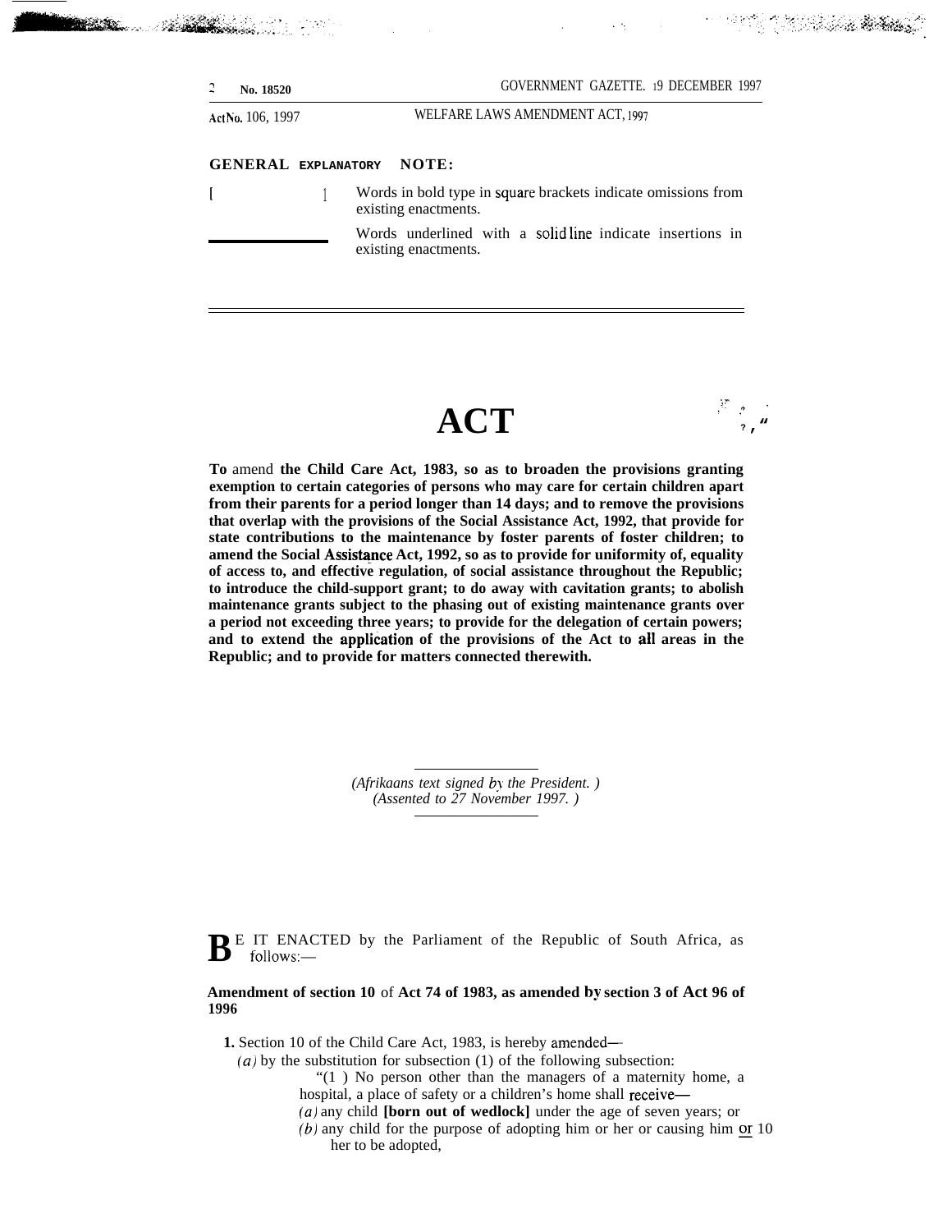**GENERAL EXPLANATORY NOTE:**

[ ] Words in bold type in square brackets indicate omissions from existing enactments.

\_\_\_\_\_ Words underlined with a solid line indicate insertions in existing enactments.

# ACT

**To** amend **the Child Care Act, 1983, so as to broaden the provisions granting exemption to certain categories of persons who may care for certain children apart from their parents for a period longer than 14 days; and to remove the provisions that overlap with the provisions of the Social Assistance Act, 1992, that provide for state contributions to the maintenance by foster parents of foster children; to amend the Social Assistance Act, 1992, so as to provide for uniformity of, equality of access to, and effective regulation, of social assistance throughout the Republic; to introduce the child-support grant; to do away with cavitation grants; to abolish maintenance grants subject to the phasing out of existing maintenance grants over a period not exceeding three years; to provide for the delegation of certain powers; and to extend the application of the provisions of the Act to all areas in the Republic; and to provide for matters connected therewith.**

*(Afrikaans text signed by the President.)*
*(Assented to 27 November 1997.)*

**B**E IT ENACTED by the Parliament of the Republic of South Africa, as follows:—

**Amendment of section 10 of Act 74 of 1983, as amended by section 3 of Act 96 of 1996**

**1.** Section 10 of the Child Care Act, 1983, is hereby amended—

*(a)* by the substitution for subsection (1) of the following subsection:

"(1) No person other than the managers of a maternity home, a hospital, a place of safety or a children's home shall receive—

*(a)* any child **[born out of wedlock]** under the age of seven years; or

*(b)* any child for the purpose of adopting him or her or causing him <u>or</u> her to be adopted,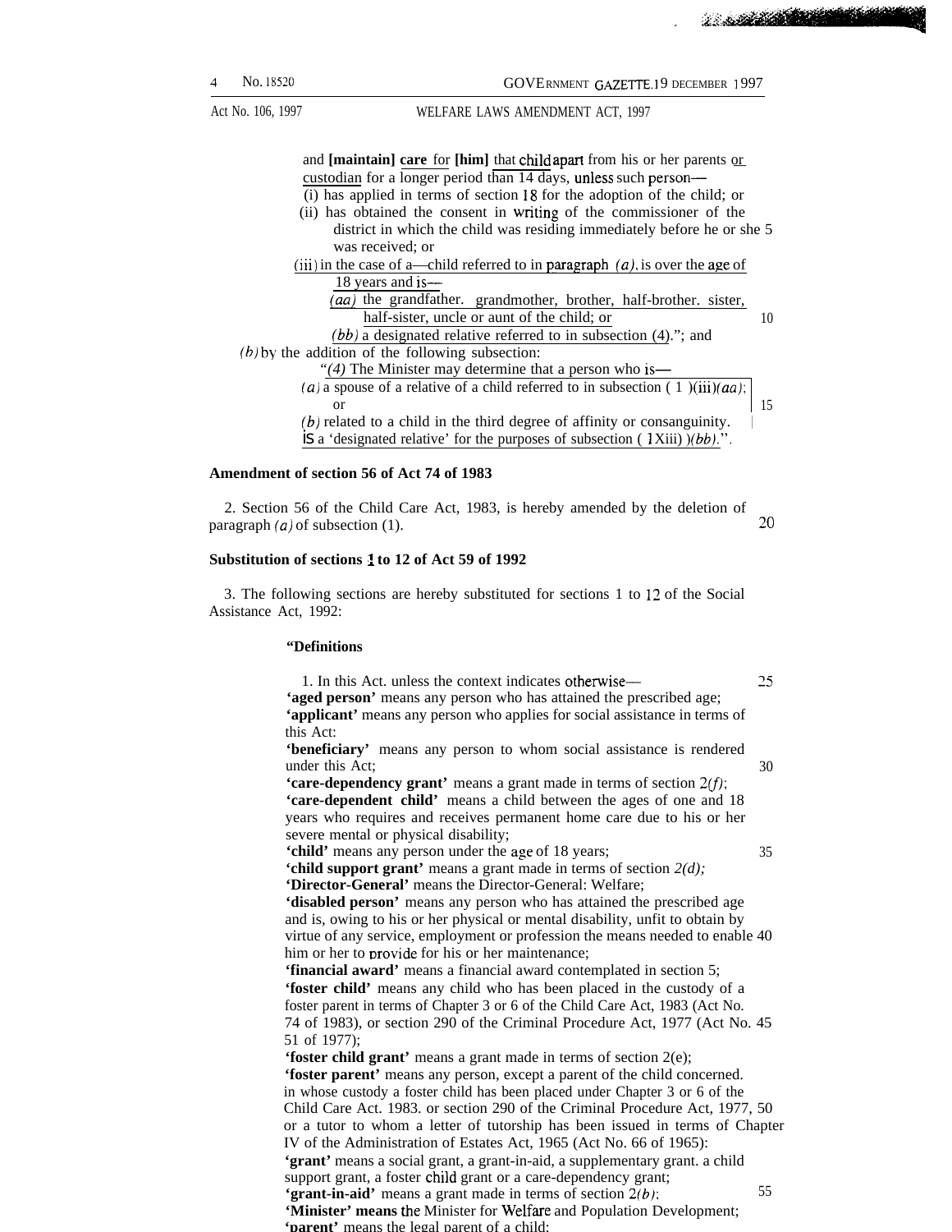and **[maintain]** <u>**care**</u> for **[him]** <u>that child apart</u> from his or her parents <u>or custodian</u> for a longer period than 14 days, unless such person—

(i) has applied in terms of section 18 for the adoption of the child; or

(ii) has obtained the consent in writing of the commissioner of the district in which the child was residing immediately before he or she was received; or

<u>(iii) in the case of a child referred to in paragraph *(a)*, is over the age of 18 years and is—</u>

<u>*(aa)* the grandfather, grandmother, brother, half-brother, sister, half-sister, uncle or aunt of the child; or</u>

<u>*(bb)* a designated relative referred to in subsection (4)</u>."; and

*(b)* by the addition of the following subsection:

"<u>*(4)* The Minister may determine that a person who is—</u>

<u>*(a)* a spouse of a relative of a child referred to in subsection (1)(iii)*(aa)*; or</u>

<u>*(b)* related to a child in the third degree of affinity or consanguinity,</u>

<u>is a 'designated relative' for the purposes of subsection (1)(iii)*(bb)*.</u>".

**Amendment of section 56 of Act 74 of 1983**

2. Section 56 of the Child Care Act, 1983, is hereby amended by the deletion of paragraph *(a)* of subsection (1).

**Substitution of sections 1 to 12 of Act 59 of 1992**

3. The following sections are hereby substituted for sections 1 to 12 of the Social Assistance Act, 1992:

**"Definitions**

1. In this Act, unless the context indicates otherwise—

**'aged person'** means any person who has attained the prescribed age;

**'applicant'** means any person who applies for social assistance in terms of this Act;

**'beneficiary'** means any person to whom social assistance is rendered under this Act;

**'care-dependency grant'** means a grant made in terms of section 2*(f)*;

**'care-dependent child'** means a child between the ages of one and 18 years who requires and receives permanent home care due to his or her severe mental or physical disability;

**'child'** means any person under the age of 18 years;

**'child support grant'** means a grant made in terms of section 2*(d)*;

**'Director-General'** means the Director-General: Welfare;

**'disabled person'** means any person who has attained the prescribed age and is, owing to his or her physical or mental disability, unfit to obtain by virtue of any service, employment or profession the means needed to enable him or her to provide for his or her maintenance;

**'financial award'** means a financial award contemplated in section 5;

**'foster child'** means any child who has been placed in the custody of a foster parent in terms of Chapter 3 or 6 of the Child Care Act, 1983 (Act No. 74 of 1983), or section 290 of the Criminal Procedure Act, 1977 (Act No. 51 of 1977);

**'foster child grant'** means a grant made in terms of section 2(e);

**'foster parent'** means any person, except a parent of the child concerned, in whose custody a foster child has been placed under Chapter 3 or 6 of the Child Care Act, 1983, or section 290 of the Criminal Procedure Act, 1977, or a tutor to whom a letter of tutorship has been issued in terms of Chapter IV of the Administration of Estates Act, 1965 (Act No. 66 of 1965);

**'grant'** means a social grant, a grant-in-aid, a supplementary grant, a child support grant, a foster child grant or a care-dependency grant;

**'grant-in-aid'** means a grant made in terms of section 2*(b)*;

**'Minister'** means the Minister for Welfare and Population Development;

**'parent'** means the legal parent of a child;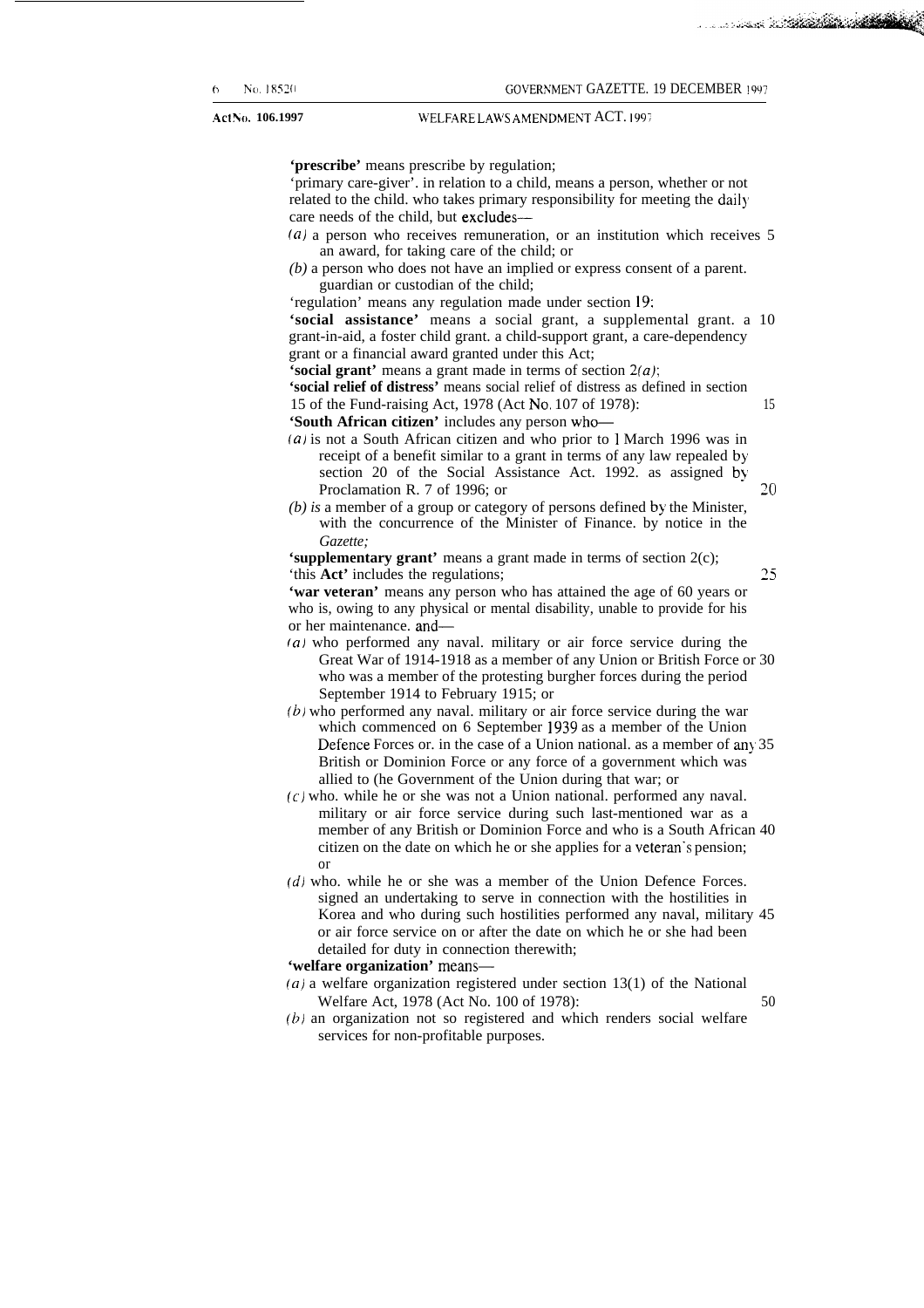**'prescribe'** means prescribe by regulation;

'primary care-giver'. in relation to a child, means a person, whether or not related to the child. who takes primary responsibility for meeting the daily care needs of the child, but excludes—

*(a)* a person who receives remuneration, or an institution which receives an award, for taking care of the child; or

*(b)* a person who does not have an implied or express consent of a parent. guardian or custodian of the child;

'regulation' means any regulation made under section 19;

**'social assistance'** means a social grant, a supplemental grant. a grant-in-aid, a foster child grant. a child-support grant, a care-dependency grant or a financial award granted under this Act;

**'social grant'** means a grant made in terms of section 2*(a)*;

**'social relief of distress'** means social relief of distress as defined in section 15 of the Fund-raising Act, 1978 (Act No. 107 of 1978):

**'South African citizen'** includes any person who—

*(a)* is not a South African citizen and who prior to 1 March 1996 was in receipt of a benefit similar to a grant in terms of any law repealed by section 20 of the Social Assistance Act. 1992. as assigned by Proclamation R. 7 of 1996; or

*(b) is* a member of a group or category of persons defined by the Minister, with the concurrence of the Minister of Finance. by notice in the *Gazette;*

**'supplementary grant'** means a grant made in terms of section 2(c);

'this **Act'** includes the regulations;

**'war veteran'** means any person who has attained the age of 60 years or who is, owing to any physical or mental disability, unable to provide for his or her maintenance. and—

*(a)* who performed any naval. military or air force service during the Great War of 1914-1918 as a member of any Union or British Force or who was a member of the protesting burgher forces during the period September 1914 to February 1915; or

*(b)* who performed any naval. military or air force service during the war which commenced on 6 September 1939 as a member of the Union Defence Forces or. in the case of a Union national. as a member of any British or Dominion Force or any force of a government which was allied to (he Government of the Union during that war; or

*(c)* who. while he or she was not a Union national. performed any naval. military or air force service during such last-mentioned war as a member of any British or Dominion Force and who is a South African citizen on the date on which he or she applies for a veteran's pension; or

*(d)* who. while he or she was a member of the Union Defence Forces. signed an undertaking to serve in connection with the hostilities in Korea and who during such hostilities performed any naval, military or air force service on or after the date on which he or she had been detailed for duty in connection therewith;

**'welfare organization'** means—

*(a)* a welfare organization registered under section 13(1) of the National Welfare Act, 1978 (Act No. 100 of 1978):

*(b)* an organization not so registered and which renders social welfare services for non-profitable purposes.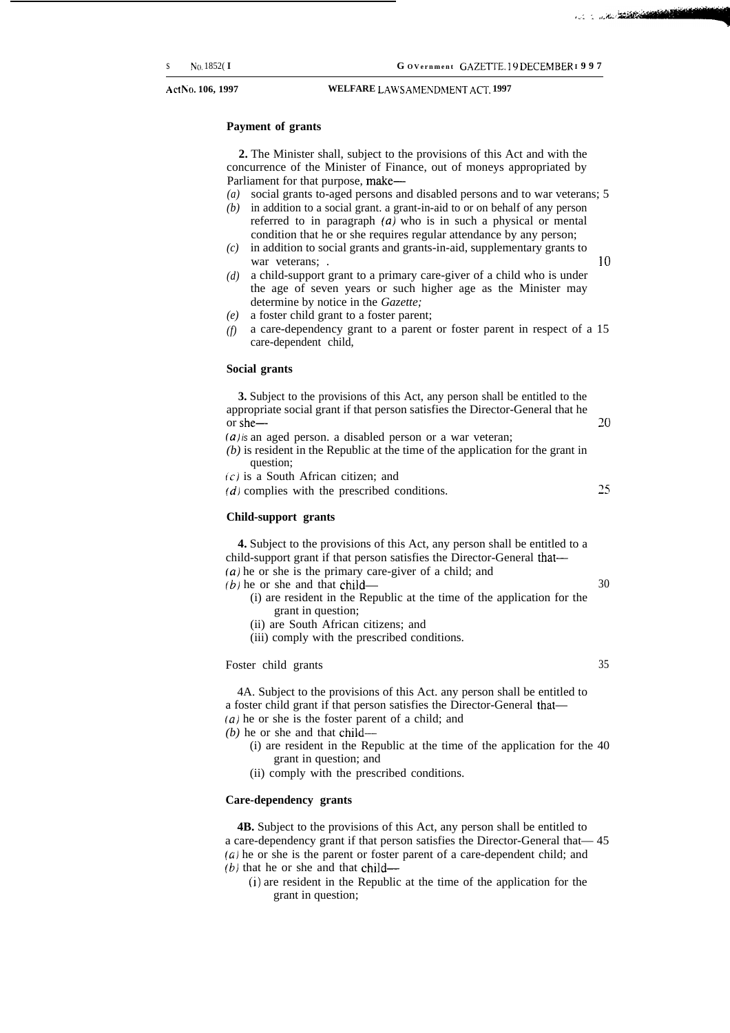**Payment of grants**

**2.** The Minister shall, subject to the provisions of this Act and with the concurrence of the Minister of Finance, out of moneys appropriated by Parliament for that purpose, make—

*(a)* social grants to aged persons and disabled persons and to war veterans;

*(b)* in addition to a social grant. a grant-in-aid to or on behalf of any person referred to in paragraph *(a)* who is in such a physical or mental condition that he or she requires regular attendance by any person;

*(c)* in addition to social grants and grants-in-aid, supplementary grants to war veterans; .

*(d)* a child-support grant to a primary care-giver of a child who is under the age of seven years or such higher age as the Minister may determine by notice in the *Gazette;*

*(e)* a foster child grant to a foster parent;

*(f)* a care-dependency grant to a parent or foster parent in respect of a care-dependent child,

**Social grants**

**3.** Subject to the provisions of this Act, any person shall be entitled to the appropriate social grant if that person satisfies the Director-General that he or she—

*(a)* is an aged person. a disabled person or a war veteran;

*(b)* is resident in the Republic at the time of the application for the grant in question;

*(c)* is a South African citizen; and

*(d)* complies with the prescribed conditions.

**Child-support grants**

**4.** Subject to the provisions of this Act, any person shall be entitled to a child-support grant if that person satisfies the Director-General that—

*(a)* he or she is the primary care-giver of a child; and

*(b)* he or she and that child—

(i) are resident in the Republic at the time of the application for the grant in question;

(ii) are South African citizens; and

(iii) comply with the prescribed conditions.

Foster child grants

4A. Subject to the provisions of this Act. any person shall be entitled to a foster child grant if that person satisfies the Director-General that—

*(a)* he or she is the foster parent of a child; and

*(b)* he or she and that child—

(i) are resident in the Republic at the time of the application for the grant in question; and

(ii) comply with the prescribed conditions.

**Care-dependency grants**

**4B.** Subject to the provisions of this Act, any person shall be entitled to a care-dependency grant if that person satisfies the Director-General that—

*(a)* he or she is the parent or foster parent of a care-dependent child; and

*(b)* that he or she and that child—

(i) are resident in the Republic at the time of the application for the grant in question;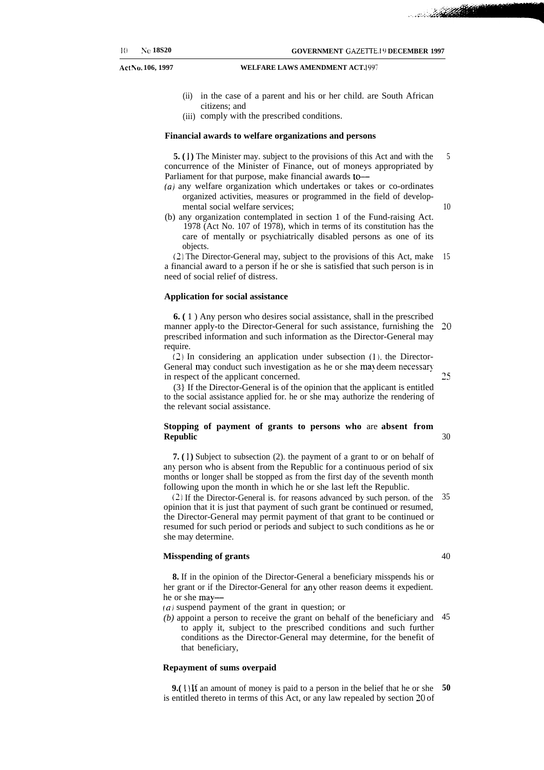(ii) in the case of a parent and his or her child. are South African citizens; and

(iii) comply with the prescribed conditions.

**Financial awards to welfare organizations and persons**

**5. (1)** The Minister may. subject to the provisions of this Act and with the concurrence of the Minister of Finance, out of moneys appropriated by Parliament for that purpose, make financial awards to—

*(a)* any welfare organization which undertakes or takes or co-ordinates organized activities, measures or programmed in the field of developmental social welfare services;

(b) any organization contemplated in section 1 of the Fund-raising Act. 1978 (Act No. 107 of 1978), which in terms of its constitution has the care of mentally or psychiatrically disabled persons as one of its objects.

(2) The Director-General may, subject to the provisions of this Act, make a financial award to a person if he or she is satisfied that such person is in need of social relief of distress.

**Application for social assistance**

**6. (** 1 ) Any person who desires social assistance, shall in the prescribed manner apply-to the Director-General for such assistance, furnishing the prescribed information and such information as the Director-General may require.

(2) In considering an application under subsection (1). the Director-General may conduct such investigation as he or she may deem necessary in respect of the applicant concerned.

(3) If the Director-General is of the opinion that the applicant is entitled to the social assistance applied for. he or she may authorize the rendering of the relevant social assistance.

**Stopping of payment of grants to persons who** are **absent from Republic**

**7. (1)** Subject to subsection (2). the payment of a grant to or on behalf of any person who is absent from the Republic for a continuous period of six months or longer shall be stopped as from the first day of the seventh month following upon the month in which he or she last left the Republic.

(2) If the Director-General is. for reasons advanced by such person. of the opinion that it is just that payment of such grant be continued or resumed, the Director-General may permit payment of that grant to be continued or resumed for such period or periods and subject to such conditions as he or she may determine.

**Misspending of grants**

**8.** If in the opinion of the Director-General a beneficiary misspends his or her grant or if the Director-General for any other reason deems it expedient. he or she may—

*(a)* suspend payment of the grant in question; or

*(b)* appoint a person to receive the grant on behalf of the beneficiary and to apply it, subject to the prescribed conditions and such further conditions as the Director-General may determine, for the benefit of that beneficiary,

**Repayment of sums overpaid**

**9.(1) If** an amount of money is paid to a person in the belief that he or she is entitled thereto in terms of this Act, or any law repealed by section 20 of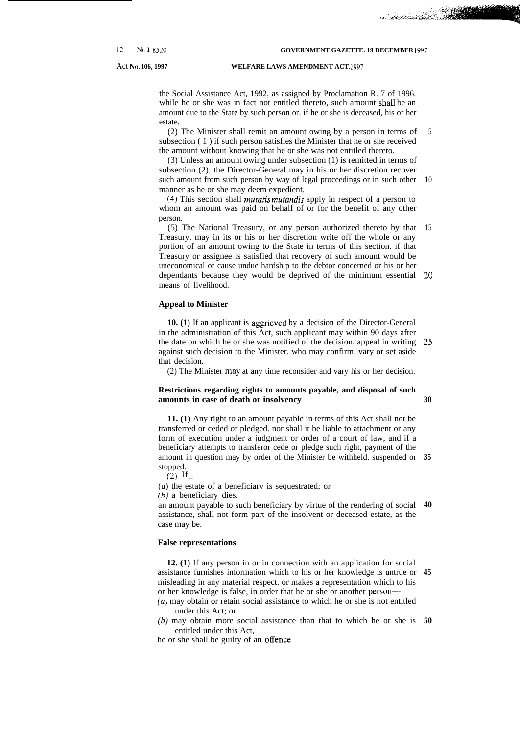the Social Assistance Act, 1992, as assigned by Proclamation R. 7 of 1996. while he or she was in fact not entitled thereto, such amount shall be an amount due to the State by such person or. if he or she is deceased, his or her estate.

(2) The Minister shall remit an amount owing by a person in terms of subsection ( 1 ) if such person satisfies the Minister that he or she received the amount without knowing that he or she was not entitled thereto.

(3) Unless an amount owing under subsection (1) is remitted in terms of subsection (2), the Director-General may in his or her discretion recover such amount from such person by way of legal proceedings or in such other manner as he or she may deem expedient.

(4) This section shall *mutatis mutandis* apply in respect of a person to whom an amount was paid on behalf of or for the benefit of any other person.

(5) The National Treasury, or any person authorized thereto by that Treasury. may in its or his or her discretion write off the whole or any portion of an amount owing to the State in terms of this section. if that Treasury or assignee is satisfied that recovery of such amount would be uneconomical or cause undue hardship to the debtor concerned or his or her dependants because they would be deprived of the minimum essential means of livelihood.

**Appeal to Minister**

**10. (1)** If an applicant is aggrieved by a decision of the Director-General in the administration of this Act, such applicant may within 90 days after the date on which he or she was notified of the decision. appeal in writing against such decision to the Minister. who may confirm. vary or set aside that decision.

(2) The Minister may at any time reconsider and vary his or her decision.

**Restrictions regarding rights to amounts payable, and disposal of such amounts in case of death or insolvency**

**11. (1)** Any right to an amount payable in terms of this Act shall not be transferred or ceded or pledged. nor shall it be liable to attachment or any form of execution under a judgment or order of a court of law, and if a beneficiary attempts to transferor cede or pledge such right, payment of the amount in question may by order of the Minister be withheld. suspended or stopped.

(2) If—

(u) the estate of a beneficiary is sequestrated; or

*(b)* a beneficiary dies.

an amount payable to such beneficiary by virtue of the rendering of social assistance, shall not form part of the insolvent or deceased estate, as the case may be.

**False representations**

**12. (1)** If any person in or in connection with an application for social assistance furnishes information which to his or her knowledge is untrue or misleading in any material respect. or makes a representation which to his or her knowledge is false, in order that he or she or another person—

*(a)* may obtain or retain social assistance to which he or she is not entitled under this Act; or

*(b)* may obtain more social assistance than that to which he or she is entitled under this Act,

he or she shall be guilty of an offence.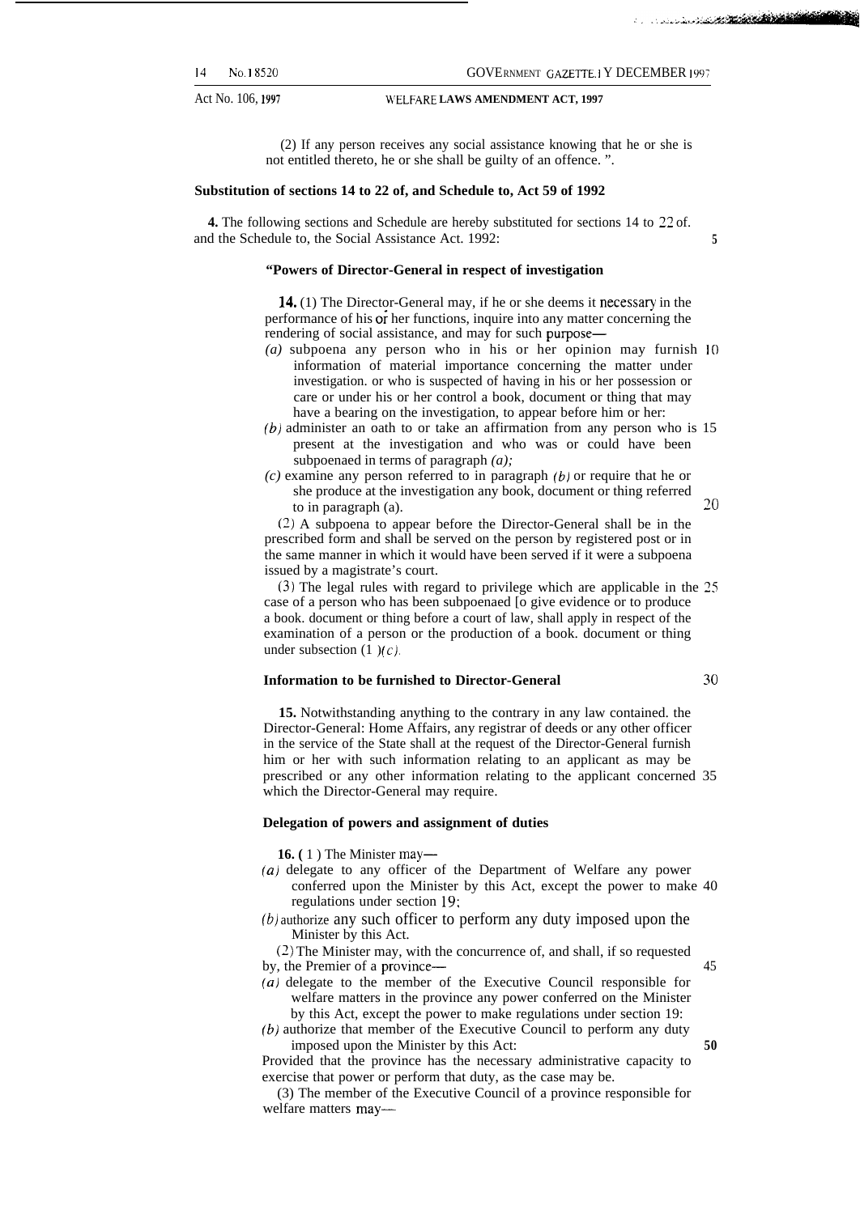(2) If any person receives any social assistance knowing that he or she is not entitled thereto, he or she shall be guilty of an offence. ".

**Substitution of sections 14 to 22 of, and Schedule to, Act 59 of 1992**

**4.** The following sections and Schedule are hereby substituted for sections 14 to 22 of. and the Schedule to, the Social Assistance Act. 1992:

**"Powers of Director-General in respect of investigation**

**14.** (1) The Director-General may, if he or she deems it necessary in the performance of his or her functions, inquire into any matter concerning the rendering of social assistance, and may for such purpose—

*(a)* subpoena any person who in his or her opinion may furnish information of material importance concerning the matter under investigation. or who is suspected of having in his or her possession or care or under his or her control a book, document or thing that may have a bearing on the investigation, to appear before him or her:

*(b)* administer an oath to or take an affirmation from any person who is present at the investigation and who was or could have been subpoenaed in terms of paragraph *(a);*

*(c)* examine any person referred to in paragraph *(b)* or require that he or she produce at the investigation any book, document or thing referred to in paragraph (a).

(2) A subpoena to appear before the Director-General shall be in the prescribed form and shall be served on the person by registered post or in the same manner in which it would have been served if it were a subpoena issued by a magistrate's court.

(3) The legal rules with regard to privilege which are applicable in the case of a person who has been subpoenaed [o give evidence or to produce a book. document or thing before a court of law, shall apply in respect of the examination of a person or the production of a book. document or thing under subsection (1 )*(c).*

**Information to be furnished to Director-General**

**15.** Notwithstanding anything to the contrary in any law contained. the Director-General: Home Affairs, any registrar of deeds or any other officer in the service of the State shall at the request of the Director-General furnish him or her with such information relating to an applicant as may be prescribed or any other information relating to the applicant concerned which the Director-General may require.

**Delegation of powers and assignment of duties**

**16.** ( 1 ) The Minister may—

*(a)* delegate to any officer of the Department of Welfare any power conferred upon the Minister by this Act, except the power to make regulations under section 19;

*(b)* authorize any such officer to perform any duty imposed upon the Minister by this Act.

(2) The Minister may, with the concurrence of, and shall, if so requested by, the Premier of a province—

*(a)* delegate to the member of the Executive Council responsible for welfare matters in the province any power conferred on the Minister by this Act, except the power to make regulations under section 19:

*(b)* authorize that member of the Executive Council to perform any duty imposed upon the Minister by this Act:

Provided that the province has the necessary administrative capacity to exercise that power or perform that duty, as the case may be.

(3) The member of the Executive Council of a province responsible for welfare matters may—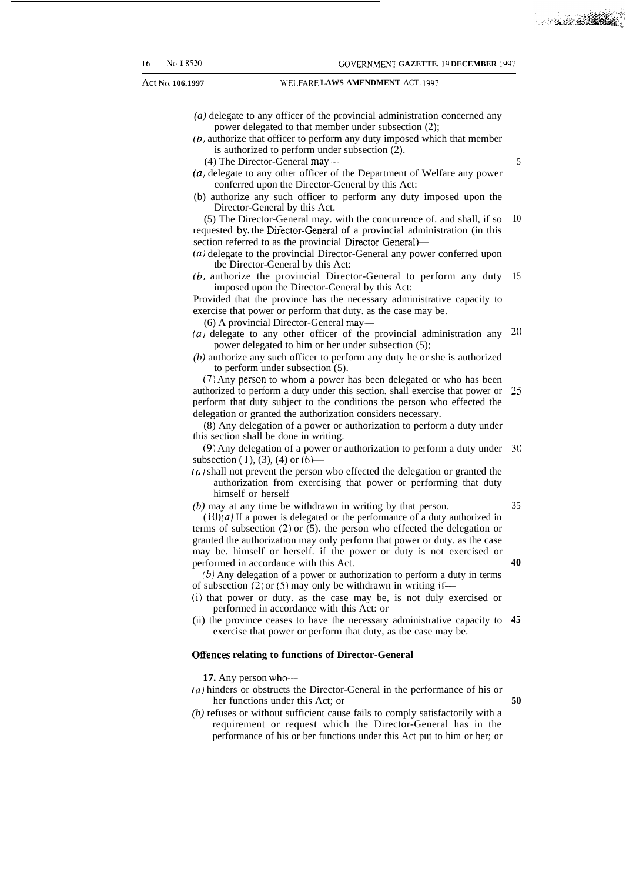(*a*) delegate to any officer of the provincial administration concerned any power delegated to that member under subsection (2);

(*b*) authorize that officer to perform any duty imposed which that member is authorized to perform under subsection (2).

(4) The Director-General may—

(*a*) delegate to any other officer of the Department of Welfare any power conferred upon the Director-General by this Act:

(b) authorize any such officer to perform any duty imposed upon the Director-General by this Act.

(5) The Director-General may. with the concurrence of. and shall, if so requested by. the Director-General of a provincial administration (in this section referred to as the provincial Director-General)—

(*a*) delegate to the provincial Director-General any power conferred upon tbe Director-General by this Act:

(*b*) authorize the provincial Director-General to perform any duty imposed upon the Director-General by this Act:

Provided that the province has the necessary administrative capacity to exercise that power or perform that duty. as the case may be.

(6) A provincial Director-General may—

(*a*) delegate to any other officer of the provincial administration any power delegated to him or her under subsection (5);

(*b*) authorize any such officer to perform any duty he or she is authorized to perform under subsection (5).

(7) Any person to whom a power has been delegated or who has been authorized to perform a duty under this section. shall exercise that power or perform that duty subject to the conditions tbe person who effected the delegation or granted the authorization considers necessary.

(8) Any delegation of a power or authorization to perform a duty under this section shall be done in writing.

(9) Any delegation of a power or authorization to perform a duty under subsection (1), (3), (4) or (6)—

(*a*) shall not prevent the person wbo effected the delegation or granted the authorization from exercising that power or performing that duty himself or herself

(*b*) may at any time be withdrawn in writing by that person.

(10)(*a*) If a power is delegated or the performance of a duty authorized in terms of subsection (2) or (5). the person who effected the delegation or granted the authorization may only perform that power or duty. as the case may be. himself or herself. if the power or duty is not exercised or performed in accordance with this Act.

(*b*) Any delegation of a power or authorization to perform a duty in terms of subsection (2) or (5) may only be withdrawn in writing if—

(i) that power or duty. as the case may be, is not duly exercised or performed in accordance with this Act: or

(ii) the province ceases to have the necessary administrative capacity to exercise that power or perform that duty, as tbe case may be.

**Offences relating to functions of Director-General**

**17.** Any person who—

(*a*) hinders or obstructs the Director-General in the performance of his or her functions under this Act; or

(*b*) refuses or without sufficient cause fails to comply satisfactorily with a requirement or request which the Director-General has in the performance of his or ber functions under this Act put to him or her; or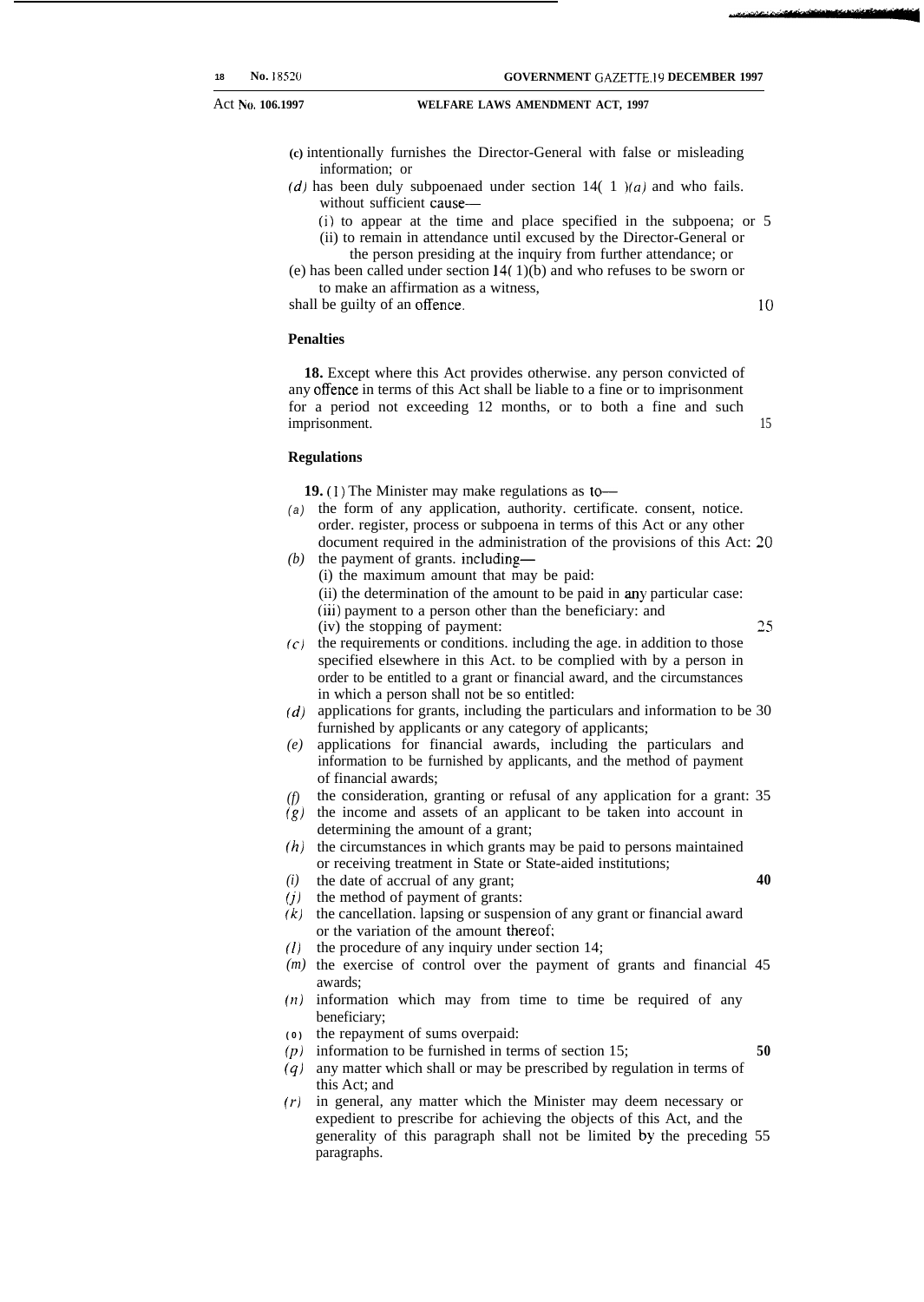(c) intentionally furnishes the Director-General with false or misleading information; or

(d) has been duly subpoenaed under section 14(1)(a) and who fails. without sufficient cause—

(i) to appear at the time and place specified in the subpoena; or

(ii) to remain in attendance until excused by the Director-General or the person presiding at the inquiry from further attendance; or

(e) has been called under section 14(1)(b) and who refuses to be sworn or to make an affirmation as a witness,

shall be guilty of an offence.

**Penalties**

**18.** Except where this Act provides otherwise. any person convicted of any offence in terms of this Act shall be liable to a fine or to imprisonment for a period not exceeding 12 months, or to both a fine and such imprisonment.

**Regulations**

**19.** (1) The Minister may make regulations as to—

(a) the form of any application, authority. certificate. consent, notice. order. register, process or subpoena in terms of this Act or any other document required in the administration of the provisions of this Act:

(b) the payment of grants. including—

(i) the maximum amount that may be paid:

(ii) the determination of the amount to be paid in any particular case:

(iii) payment to a person other than the beneficiary: and

(iv) the stopping of payment:

(c) the requirements or conditions. including the age. in addition to those specified elsewhere in this Act. to be complied with by a person in order to be entitled to a grant or financial award, and the circumstances in which a person shall not be so entitled:

(d) applications for grants, including the particulars and information to be furnished by applicants or any category of applicants;

(e) applications for financial awards, including the particulars and information to be furnished by applicants, and the method of payment of financial awards;

(f) the consideration, granting or refusal of any application for a grant:

(g) the income and assets of an applicant to be taken into account in determining the amount of a grant;

(h) the circumstances in which grants may be paid to persons maintained or receiving treatment in State or State-aided institutions;

(i) the date of accrual of any grant;

(j) the method of payment of grants:

(k) the cancellation. lapsing or suspension of any grant or financial award or the variation of the amount thereof;

(l) the procedure of any inquiry under section 14;

(m) the exercise of control over the payment of grants and financial awards;

(n) information which may from time to time be required of any beneficiary;

(o) the repayment of sums overpaid:

(p) information to be furnished in terms of section 15;

(q) any matter which shall or may be prescribed by regulation in terms of this Act; and

(r) in general, any matter which the Minister may deem necessary or expedient to prescribe for achieving the objects of this Act, and the generality of this paragraph shall not be limited by the preceding paragraphs.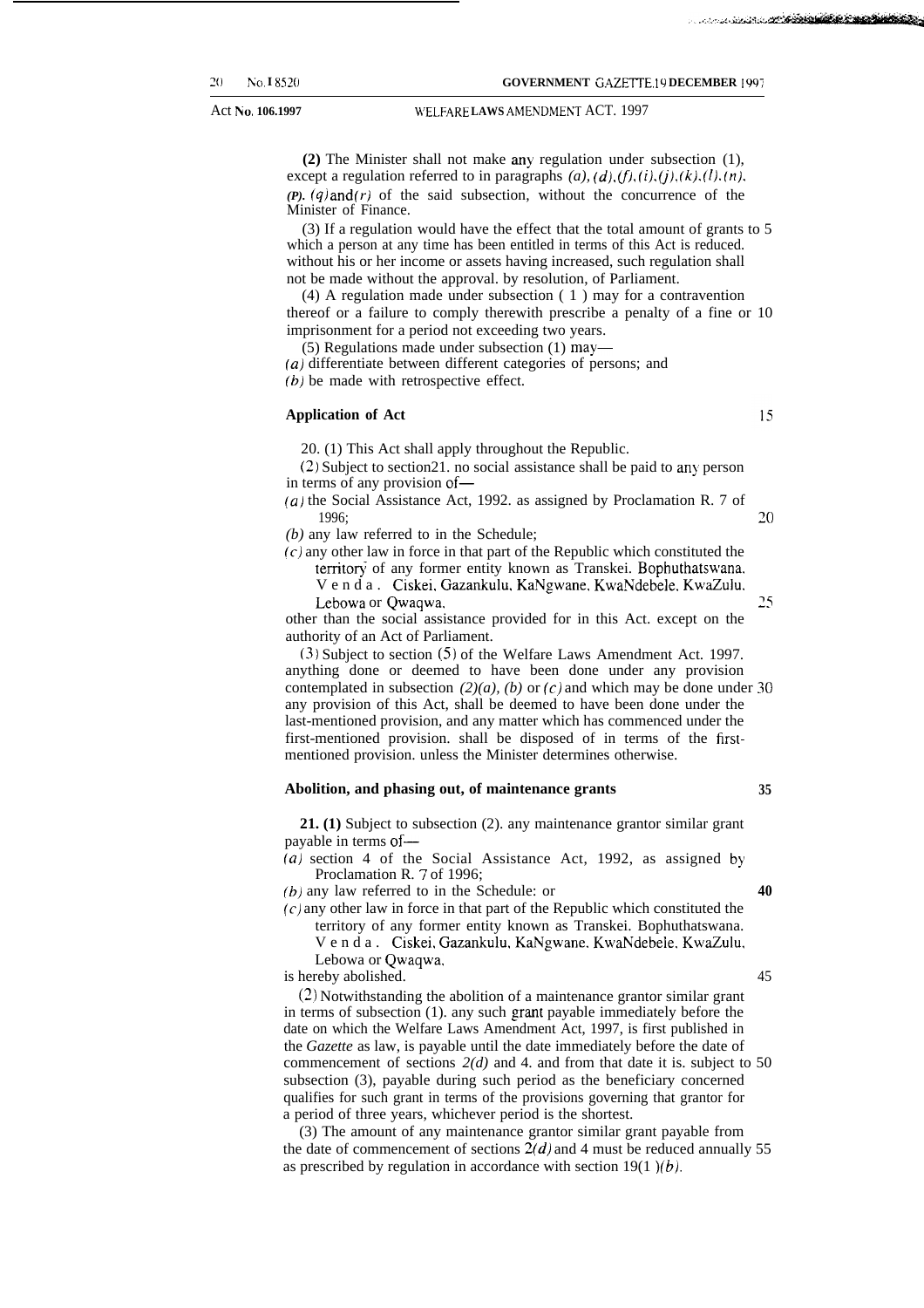(2) The Minister shall not make any regulation under subsection (1), except a regulation referred to in paragraphs *(a)*, *(d)*, *(f)*, *(i)*, *(j)*, *(k)*, *(l)*, *(n)*, *(p)*, *(q)* and *(r)* of the said subsection, without the concurrence of the Minister of Finance.

(3) If a regulation would have the effect that the total amount of grants to which a person at any time has been entitled in terms of this Act is reduced. without his or her income or assets having increased, such regulation shall not be made without the approval. by resolution, of Parliament.

(4) A regulation made under subsection (1) may for a contravention thereof or a failure to comply therewith prescribe a penalty of a fine or imprisonment for a period not exceeding two years.

(5) Regulations made under subsection (1) may—

*(a)* differentiate between different categories of persons; and

*(b)* be made with retrospective effect.

**Application of Act**

20. (1) This Act shall apply throughout the Republic.

(2) Subject to section21. no social assistance shall be paid to any person in terms of any provision of—

*(a)* the Social Assistance Act, 1992. as assigned by Proclamation R. 7 of 1996;

*(b)* any law referred to in the Schedule;

*(c)* any other law in force in that part of the Republic which constituted the territory of any former entity known as Transkei. Bophuthatswana. Venda. Ciskei. Gazankulu. KaNgwane. KwaNdebele. KwaZulu. Lebowa or Qwaqwa.

other than the social assistance provided for in this Act. except on the authority of an Act of Parliament.

(3) Subject to section (5) of the Welfare Laws Amendment Act. 1997. anything done or deemed to have been done under any provision contemplated in subsection *(2)(a)*, *(b)* or *(c)* and which may be done under any provision of this Act, shall be deemed to have been done under the last-mentioned provision, and any matter which has commenced under the first-mentioned provision. shall be disposed of in terms of the first-mentioned provision. unless the Minister determines otherwise.

**Abolition, and phasing out, of maintenance grants**

**21. (1)** Subject to subsection (2). any maintenance grantor similar grant payable in terms of—

*(a)* section 4 of the Social Assistance Act, 1992, as assigned by Proclamation R. 7 of 1996;

*(b)* any law referred to in the Schedule: or

*(c)* any other law in force in that part of the Republic which constituted the territory of any former entity known as Transkei. Bophuthatswana. Venda. Ciskei. Gazankulu. KaNgwane. KwaNdebele. KwaZulu. Lebowa or Qwaqwa,

is hereby abolished.

(2) Notwithstanding the abolition of a maintenance grantor similar grant in terms of subsection (1). any such grant payable immediately before the date on which the Welfare Laws Amendment Act, 1997, is first published in the *Gazette* as law, is payable until the date immediately before the date of commencement of sections *2(d)* and 4. and from that date it is. subject to subsection (3), payable during such period as the beneficiary concerned qualifies for such grant in terms of the provisions governing that grantor for a period of three years, whichever period is the shortest.

(3) The amount of any maintenance grantor similar grant payable from the date of commencement of sections *2(d)* and 4 must be reduced annually as prescribed by regulation in accordance with section 19(1)*(b)*.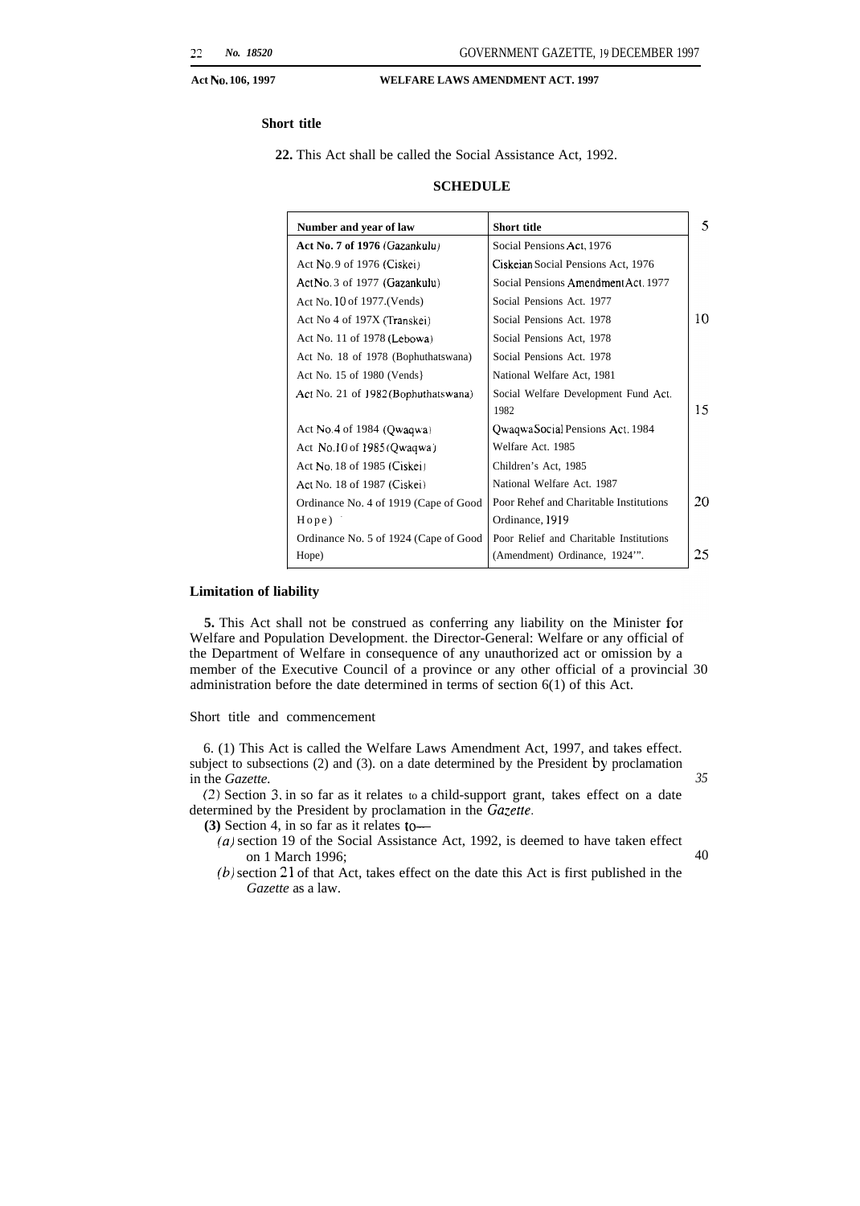Act No. 106, 1997 WELFARE LAWS AMENDMENT ACT. 1997

**Short title**

**22.** This Act shall be called the Social Assistance Act, 1992.

**SCHEDULE**

| Number and year of law | Short title |
|---|---|
| **Act No. 7 of 1976** (Gazankulu) | Social Pensions Act, 1976 |
| Act No. 9 of 1976 (Ciskei) | Ciskeian Social Pensions Act, 1976 |
| Act No. 3 of 1977 (Gazankulu) | Social Pensions Amendment Act. 1977 |
| Act No. 10 of 1977.(Vends) | Social Pensions Act. 1977 |
| Act No 4 of 197X (Transkei) | Social Pensions Act. 1978 |
| Act No. 11 of 1978 (Lebowa) | Social Pensions Act, 1978 |
| Act No. 18 of 1978 (Bophuthatswana) | Social Pensions Act. 1978 |
| Act No. 15 of 1980 (Vends} | National Welfare Act, 1981 |
| Act No. 21 of 1982 (Bophuthatswana) | Social Welfare Development Fund Act. 1982 |
| Act No. 4 of 1984 (Qwaqwa) | Qwaqwa Social Pensions Act. 1984 |
| Act No. 10 of 1985 (Qwaqwa) | Welfare Act. 1985 |
| Act No. 18 of 1985 (Ciskei) | Children's Act, 1985 |
| Act No. 18 of 1987 (Ciskei) | National Welfare Act. 1987 |
| Ordinance No. 4 of 1919 (Cape of Good Hope) | Poor Rehef and Charitable Institutions Ordinance, 1919 |
| Ordinance No. 5 of 1924 (Cape of Good Hope) | Poor Relief and Charitable Institutions (Amendment) Ordinance, 1924'". |

**Limitation of liability**

**5.** This Act shall not be construed as conferring any liability on the Minister for Welfare and Population Development. the Director-General: Welfare or any official of the Department of Welfare in consequence of any unauthorized act or omission by a member of the Executive Council of a province or any other official of a provincial administration before the date determined in terms of section 6(1) of this Act.

Short title and commencement

6. (1) This Act is called the Welfare Laws Amendment Act, 1997, and takes effect. subject to subsections (2) and (3). on a date determined by the President by proclamation in the *Gazette.*

(2) Section 3. in so far as it relates to a child-support grant, takes effect on a date determined by the President by proclamation in the *Gazette*.

**(3)** Section 4, in so far as it relates to—

*(a)* section 19 of the Social Assistance Act, 1992, is deemed to have taken effect on 1 March 1996;

*(b)* section 21 of that Act, takes effect on the date this Act is first published in the *Gazette* as a law.